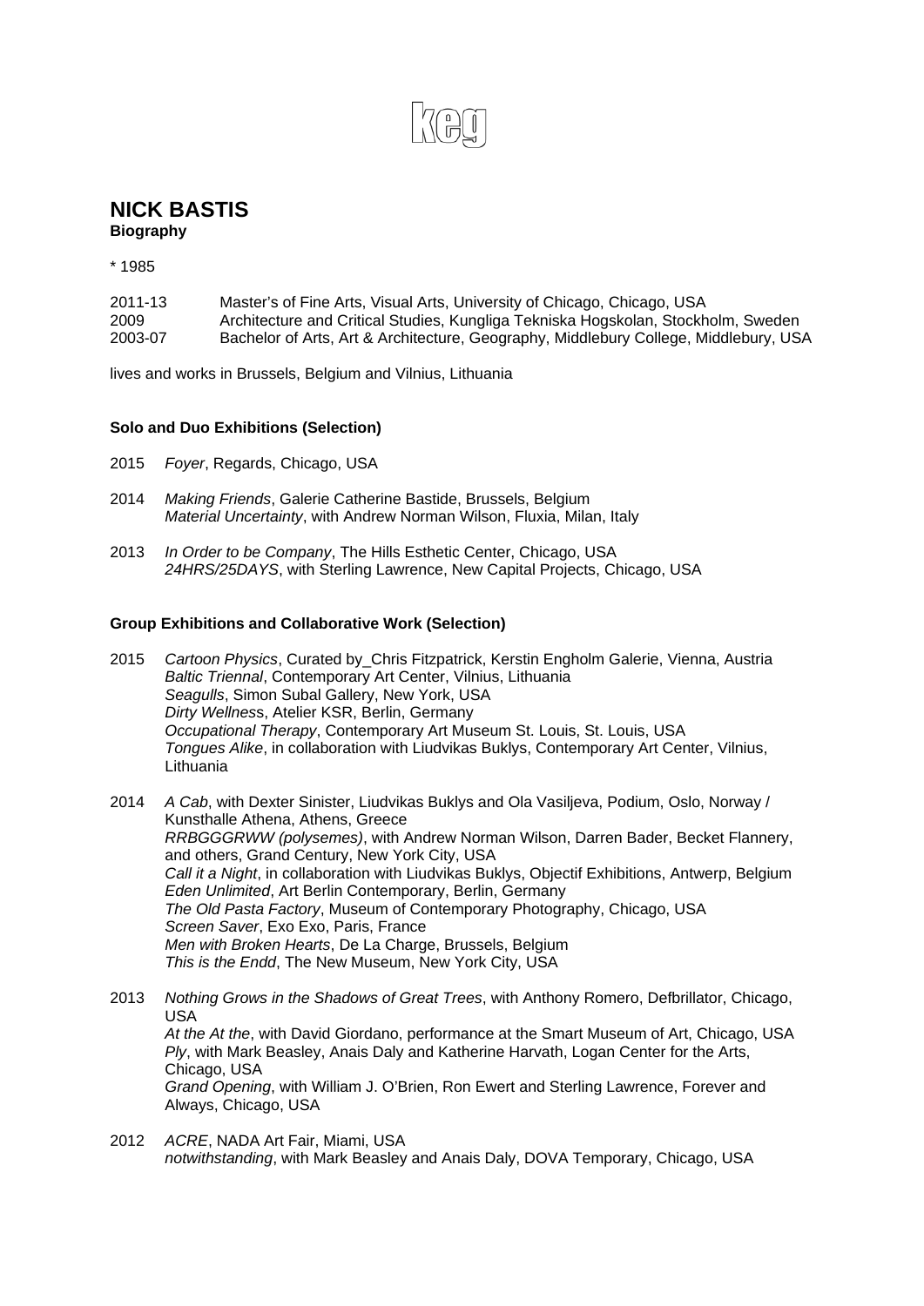keg

# NICK BASTIS

**Biography**

* 1985

2011-13 Master's of Fine Arts, Visual Arts, University of Chicago, Chicago, USA
2009 Architecture and Critical Studies, Kungliga Tekniska Hogskolan, Stockholm, Sweden
2003-07 Bachelor of Arts, Art & Architecture, Geography, Middlebury College, Middlebury, USA

lives and works in Brussels, Belgium and Vilnius, Lithuania

**Solo and Duo Exhibitions (Selection)**

2015 *Foyer*, Regards, Chicago, USA

2014 *Making Friends*, Galerie Catherine Bastide, Brussels, Belgium
*Material Uncertainty*, with Andrew Norman Wilson, Fluxia, Milan, Italy

2013 *In Order to be Company*, The Hills Esthetic Center, Chicago, USA
*24HRS/25DAYS*, with Sterling Lawrence, New Capital Projects, Chicago, USA

**Group Exhibitions and Collaborative Work (Selection)**

2015 *Cartoon Physics*, Curated by_Chris Fitzpatrick, Kerstin Engholm Galerie, Vienna, Austria
*Baltic Triennal*, Contemporary Art Center, Vilnius, Lithuania
*Seagulls*, Simon Subal Gallery, New York, USA
*Dirty Wellness*, Atelier KSR, Berlin, Germany
*Occupational Therapy*, Contemporary Art Museum St. Louis, St. Louis, USA
*Tongues Alike*, in collaboration with Liudvikas Buklys, Contemporary Art Center, Vilnius, Lithuania

2014 *A Cab*, with Dexter Sinister, Liudvikas Buklys and Ola Vasiljeva, Podium, Oslo, Norway / Kunsthalle Athena, Athens, Greece
*RRBGGGRWW (polysemes)*, with Andrew Norman Wilson, Darren Bader, Becket Flannery, and others, Grand Century, New York City, USA
*Call it a Night*, in collaboration with Liudvikas Buklys, Objectif Exhibitions, Antwerp, Belgium
*Eden Unlimited*, Art Berlin Contemporary, Berlin, Germany
*The Old Pasta Factory*, Museum of Contemporary Photography, Chicago, USA
*Screen Saver*, Exo Exo, Paris, France
*Men with Broken Hearts*, De La Charge, Brussels, Belgium
*This is the Endd*, The New Museum, New York City, USA

2013 *Nothing Grows in the Shadows of Great Trees*, with Anthony Romero, Defbrillator, Chicago, USA
*At the At the*, with David Giordano, performance at the Smart Museum of Art, Chicago, USA
*Ply*, with Mark Beasley, Anais Daly and Katherine Harvath, Logan Center for the Arts, Chicago, USA
*Grand Opening*, with William J. O'Brien, Ron Ewert and Sterling Lawrence, Forever and Always, Chicago, USA

2012 *ACRE*, NADA Art Fair, Miami, USA
*notwithstanding*, with Mark Beasley and Anais Daly, DOVA Temporary, Chicago, USA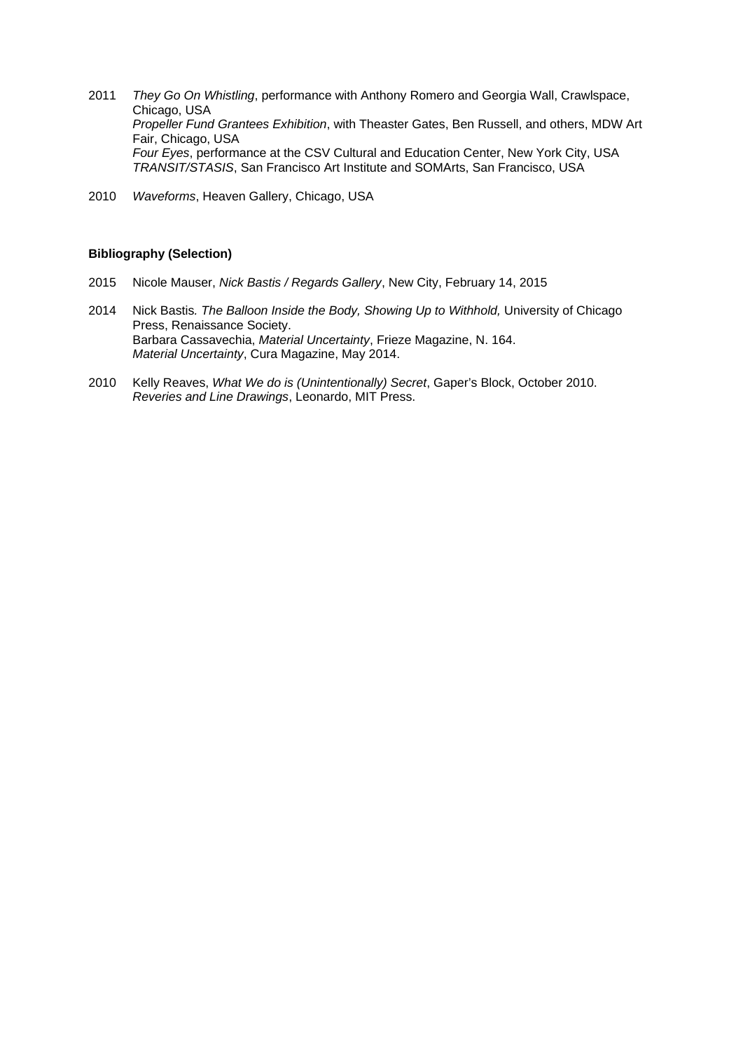2011 *They Go On Whistling*, performance with Anthony Romero and Georgia Wall, Crawlspace, Chicago, USA
*Propeller Fund Grantees Exhibition*, with Theaster Gates, Ben Russell, and others, MDW Art Fair, Chicago, USA
*Four Eyes*, performance at the CSV Cultural and Education Center, New York City, USA
*TRANSIT/STASIS*, San Francisco Art Institute and SOMArts, San Francisco, USA

2010 *Waveforms*, Heaven Gallery, Chicago, USA

**Bibliography (Selection)**

2015 Nicole Mauser, *Nick Bastis / Regards Gallery*, New City, February 14, 2015

2014 Nick Bastis*. The Balloon Inside the Body, Showing Up to Withhold,* University of Chicago Press, Renaissance Society.
Barbara Cassavechia, *Material Uncertainty*, Frieze Magazine, N. 164.
*Material Uncertainty*, Cura Magazine, May 2014.

2010 Kelly Reaves, *What We do is (Unintentionally) Secret*, Gaper's Block, October 2010.
*Reveries and Line Drawings*, Leonardo, MIT Press.